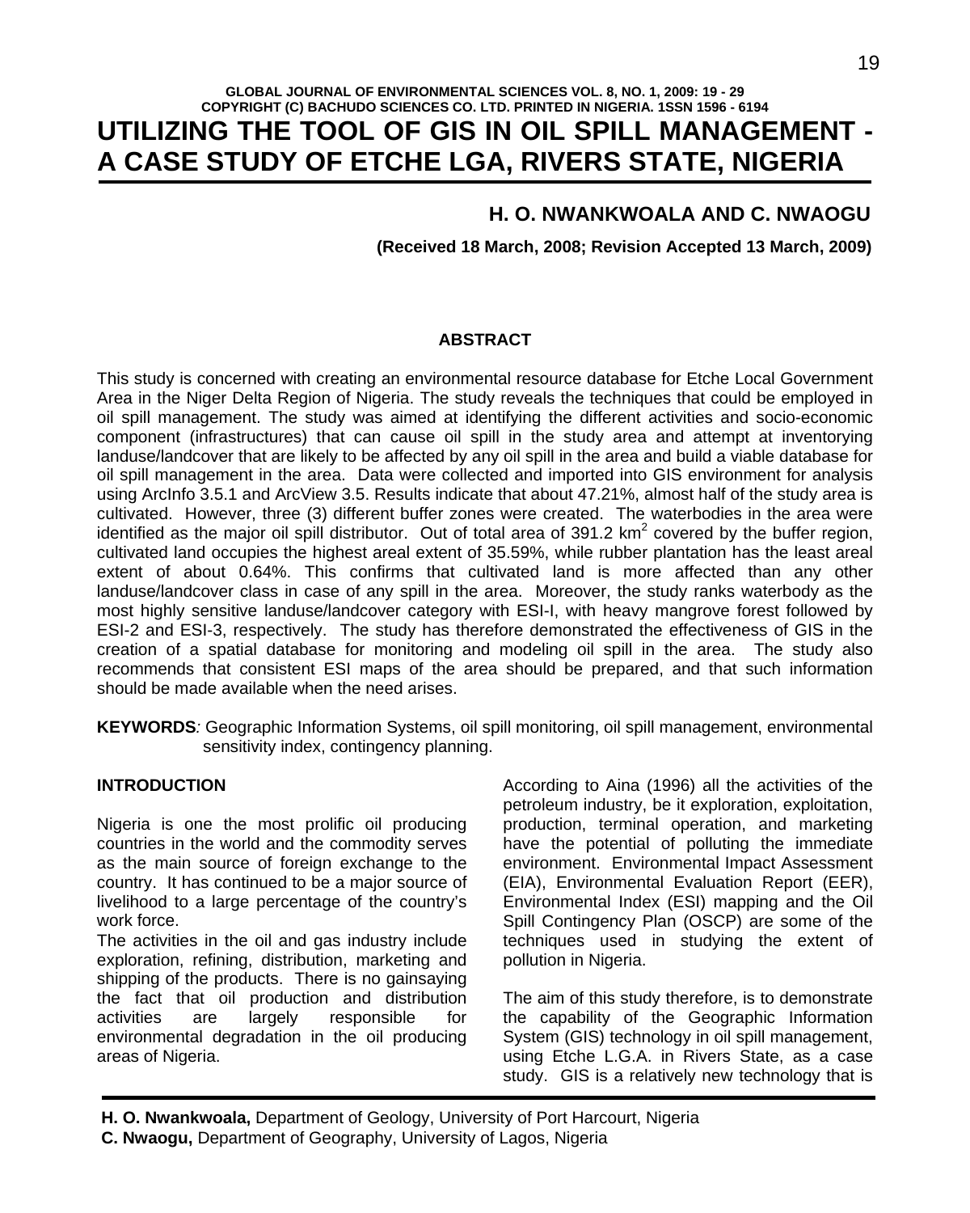# UTILIZING THE TOOL OF GIS IN OIL SPILL MANAGEMENT - A CASE STUDY OF ETCHE LGA, RIVERS STATE, NIGERIA

**H. O. NWANKWOALA AND C. NWAOGU**

**(Received 18 March, 2008; Revision Accepted 13 March, 2009)**

## ABSTRACT

This study is concerned with creating an environmental resource database for Etche Local Government Area in the Niger Delta Region of Nigeria. The study reveals the techniques that could be employed in oil spill management. The study was aimed at identifying the different activities and socio-economic component (infrastructures) that can cause oil spill in the study area and attempt at inventorying landuse/landcover that are likely to be affected by any oil spill in the area and build a viable database for oil spill management in the area. Data were collected and imported into GIS environment for analysis using ArcInfo 3.5.1 and ArcView 3.5. Results indicate that about 47.21%, almost half of the study area is cultivated. However, three (3) different buffer zones were created. The waterbodies in the area were identified as the major oil spill distributor. Out of total area of 391.2 km$^2$ covered by the buffer region, cultivated land occupies the highest areal extent of 35.59%, while rubber plantation has the least areal extent of about 0.64%. This confirms that cultivated land is more affected than any other landuse/landcover class in case of any spill in the area. Moreover, the study ranks waterbody as the most highly sensitive landuse/landcover category with ESI-I, with heavy mangrove forest followed by ESI-2 and ESI-3, respectively. The study has therefore demonstrated the effectiveness of GIS in the creation of a spatial database for monitoring and modeling oil spill in the area. The study also recommends that consistent ESI maps of the area should be prepared, and that such information should be made available when the need arises.

**KEYWORDS***:* Geographic Information Systems, oil spill monitoring, oil spill management, environmental sensitivity index, contingency planning.

## INTRODUCTION

Nigeria is one the most prolific oil producing countries in the world and the commodity serves as the main source of foreign exchange to the country. It has continued to be a major source of livelihood to a large percentage of the country's work force.

The activities in the oil and gas industry include exploration, refining, distribution, marketing and shipping of the products. There is no gainsaying the fact that oil production and distribution activities are largely responsible for environmental degradation in the oil producing areas of Nigeria.

According to Aina (1996) all the activities of the petroleum industry, be it exploration, exploitation, production, terminal operation, and marketing have the potential of polluting the immediate environment. Environmental Impact Assessment (EIA), Environmental Evaluation Report (EER), Environmental Index (ESI) mapping and the Oil Spill Contingency Plan (OSCP) are some of the techniques used in studying the extent of pollution in Nigeria.

The aim of this study therefore, is to demonstrate the capability of the Geographic Information System (GIS) technology in oil spill management, using Etche L.G.A. in Rivers State, as a case study. GIS is a relatively new technology that is

**H. O. Nwankwoala,** Department of Geology, University of Port Harcourt, Nigeria
**C. Nwaogu,** Department of Geography, University of Lagos, Nigeria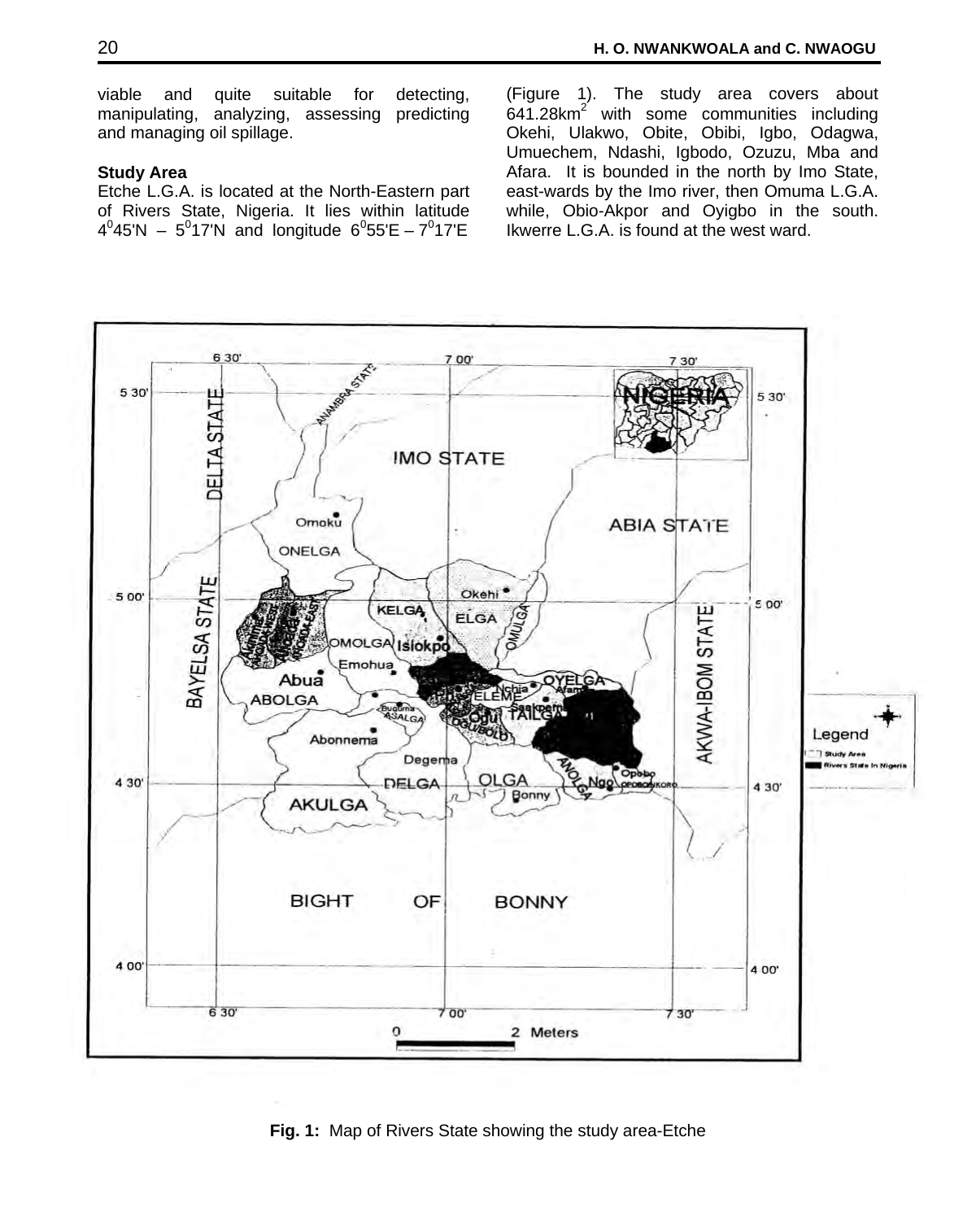viable and quite suitable for detecting, manipulating, analyzing, assessing predicting and managing oil spillage.

**Study Area**

Etche L.G.A. is located at the North-Eastern part of Rivers State, Nigeria. It lies within latitude $4^0$45'N – $5^0$17'N and longitude $6^0$55'E – $7^0$17'E (Figure 1). The study area covers about 641.28km$^2$ with some communities including Okehi, Ulakwo, Obite, Obibi, Igbo, Odagwa, Umuechem, Ndashi, Igbodo, Ozuzu, Mba and Afara. It is bounded in the north by Imo State, east-wards by the Imo river, then Omuma L.G.A. while, Obio-Akpor and Oyigbo in the south. Ikwerre L.G.A. is found at the west ward.

**Fig. 1:** Map of Rivers State showing the study area-Etche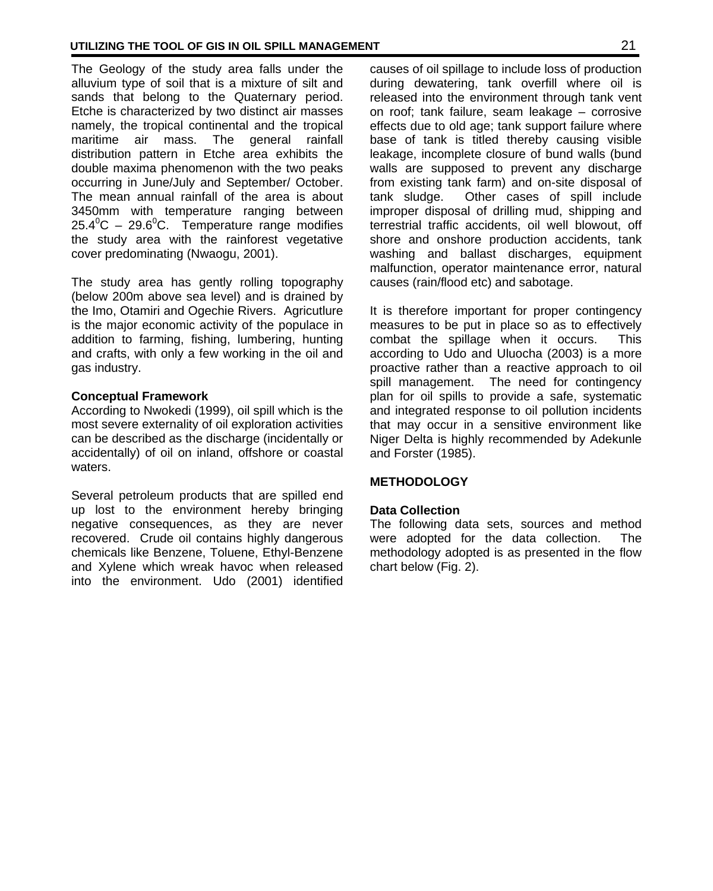The Geology of the study area falls under the alluvium type of soil that is a mixture of silt and sands that belong to the Quaternary period. Etche is characterized by two distinct air masses namely, the tropical continental and the tropical maritime air mass. The general rainfall distribution pattern in Etche area exhibits the double maxima phenomenon with the two peaks occurring in June/July and September/ October. The mean annual rainfall of the area is about 3450mm with temperature ranging between $25.4^0C - 29.6^0C$. Temperature range modifies the study area with the rainforest vegetative cover predominating (Nwaogu, 2001).

The study area has gently rolling topography (below 200m above sea level) and is drained by the Imo, Otamiri and Ogechie Rivers. Agricutlure is the major economic activity of the populace in addition to farming, fishing, lumbering, hunting and crafts, with only a few working in the oil and gas industry.

**Conceptual Framework**

According to Nwokedi (1999), oil spill which is the most severe externality of oil exploration activities can be described as the discharge (incidentally or accidentally) of oil on inland, offshore or coastal waters.

Several petroleum products that are spilled end up lost to the environment hereby bringing negative consequences, as they are never recovered. Crude oil contains highly dangerous chemicals like Benzene, Toluene, Ethyl-Benzene and Xylene which wreak havoc when released into the environment. Udo (2001) identified causes of oil spillage to include loss of production during dewatering, tank overfill where oil is released into the environment through tank vent on roof; tank failure, seam leakage – corrosive effects due to old age; tank support failure where base of tank is titled thereby causing visible leakage, incomplete closure of bund walls (bund walls are supposed to prevent any discharge from existing tank farm) and on-site disposal of tank sludge. Other cases of spill include improper disposal of drilling mud, shipping and terrestrial traffic accidents, oil well blowout, off shore and onshore production accidents, tank washing and ballast discharges, equipment malfunction, operator maintenance error, natural causes (rain/flood etc) and sabotage.

It is therefore important for proper contingency measures to be put in place so as to effectively combat the spillage when it occurs. This according to Udo and Uluocha (2003) is a more proactive rather than a reactive approach to oil spill management. The need for contingency plan for oil spills to provide a safe, systematic and integrated response to oil pollution incidents that may occur in a sensitive environment like Niger Delta is highly recommended by Adekunle and Forster (1985).

## METHODOLOGY

**Data Collection**

The following data sets, sources and method were adopted for the data collection. The methodology adopted is as presented in the flow chart below (Fig. 2).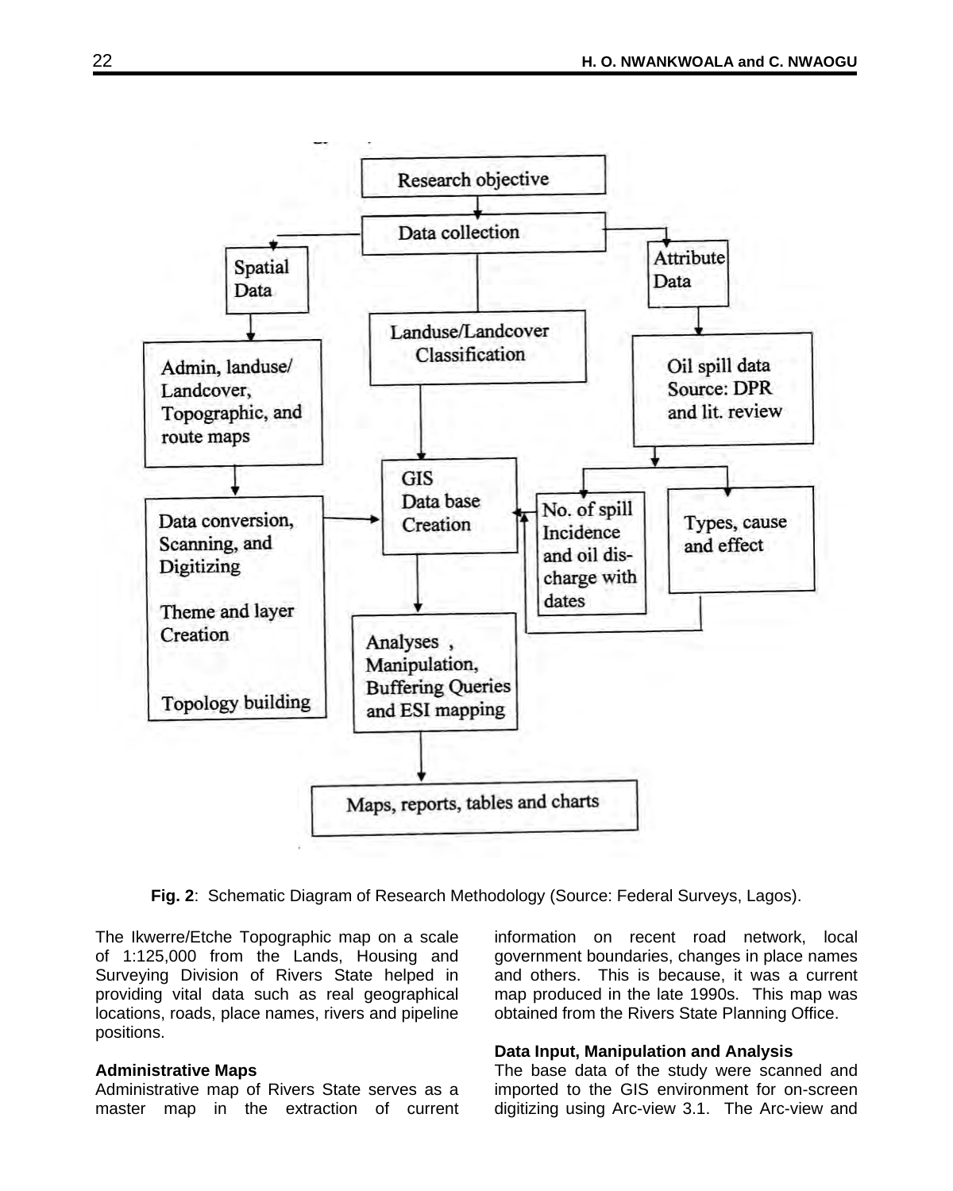Fig. 2: Schematic Diagram of Research Methodology (Source: Federal Surveys, Lagos).

The Ikwerre/Etche Topographic map on a scale of 1:125,000 from the Lands, Housing and Surveying Division of Rivers State helped in providing vital data such as real geographical locations, roads, place names, rivers and pipeline positions.

### Administrative Maps

Administrative map of Rivers State serves as a master map in the extraction of current information on recent road network, local government boundaries, changes in place names and others. This is because, it was a current map produced in the late 1990s. This map was obtained from the Rivers State Planning Office.

### Data Input, Manipulation and Analysis

The base data of the study were scanned and imported to the GIS environment for on-screen digitizing using Arc-view 3.1. The Arc-view and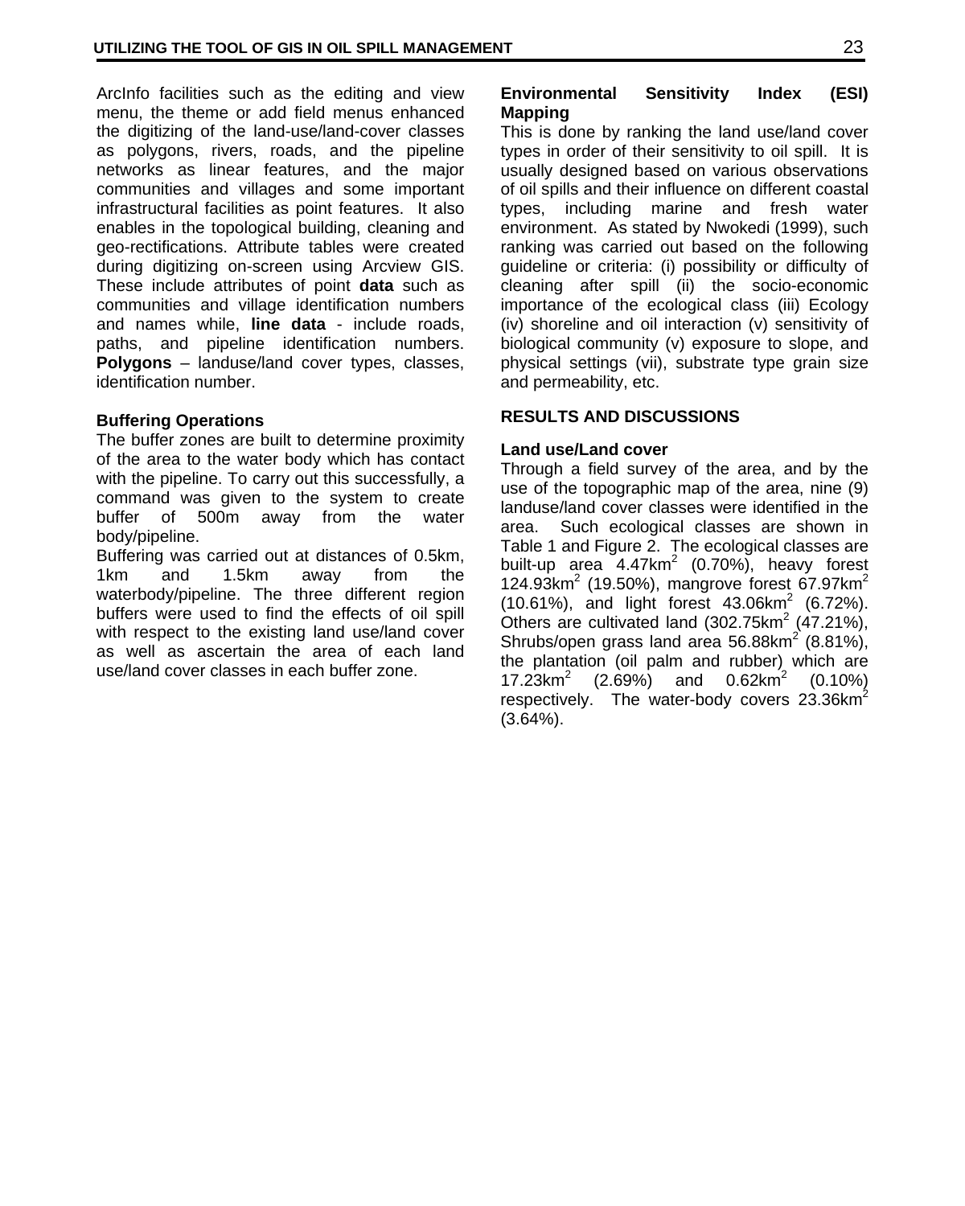ArcInfo facilities such as the editing and view menu, the theme or add field menus enhanced the digitizing of the land-use/land-cover classes as polygons, rivers, roads, and the pipeline networks as linear features, and the major communities and villages and some important infrastructural facilities as point features. It also enables in the topological building, cleaning and geo-rectifications. Attribute tables were created during digitizing on-screen using Arcview GIS. These include attributes of point **data** such as communities and village identification numbers and names while, **line data** - include roads, paths, and pipeline identification numbers. **Polygons** – landuse/land cover types, classes, identification number.

### Buffering Operations

The buffer zones are built to determine proximity of the area to the water body which has contact with the pipeline. To carry out this successfully, a command was given to the system to create buffer of 500m away from the water body/pipeline.

Buffering was carried out at distances of 0.5km, 1km and 1.5km away from the waterbody/pipeline. The three different region buffers were used to find the effects of oil spill with respect to the existing land use/land cover as well as ascertain the area of each land use/land cover classes in each buffer zone.

### Environmental Sensitivity Index (ESI) Mapping

This is done by ranking the land use/land cover types in order of their sensitivity to oil spill. It is usually designed based on various observations of oil spills and their influence on different coastal types, including marine and fresh water environment. As stated by Nwokedi (1999), such ranking was carried out based on the following guideline or criteria: (i) possibility or difficulty of cleaning after spill (ii) the socio-economic importance of the ecological class (iii) Ecology (iv) shoreline and oil interaction (v) sensitivity of biological community (v) exposure to slope, and physical settings (vii), substrate type grain size and permeability, etc.

## RESULTS AND DISCUSSIONS

### Land use/Land cover

Through a field survey of the area, and by the use of the topographic map of the area, nine (9) landuse/land cover classes were identified in the area. Such ecological classes are shown in Table 1 and Figure 2. The ecological classes are built-up area 4.47km$^2$ (0.70%), heavy forest 124.93km$^2$ (19.50%), mangrove forest 67.97km$^2$ (10.61%), and light forest 43.06km$^2$ (6.72%). Others are cultivated land (302.75km$^2$ (47.21%), Shrubs/open grass land area 56.88km$^2$ (8.81%), the plantation (oil palm and rubber) which are 17.23km$^2$ (2.69%) and 0.62km$^2$ (0.10%) respectively. The water-body covers 23.36km$^2$ (3.64%).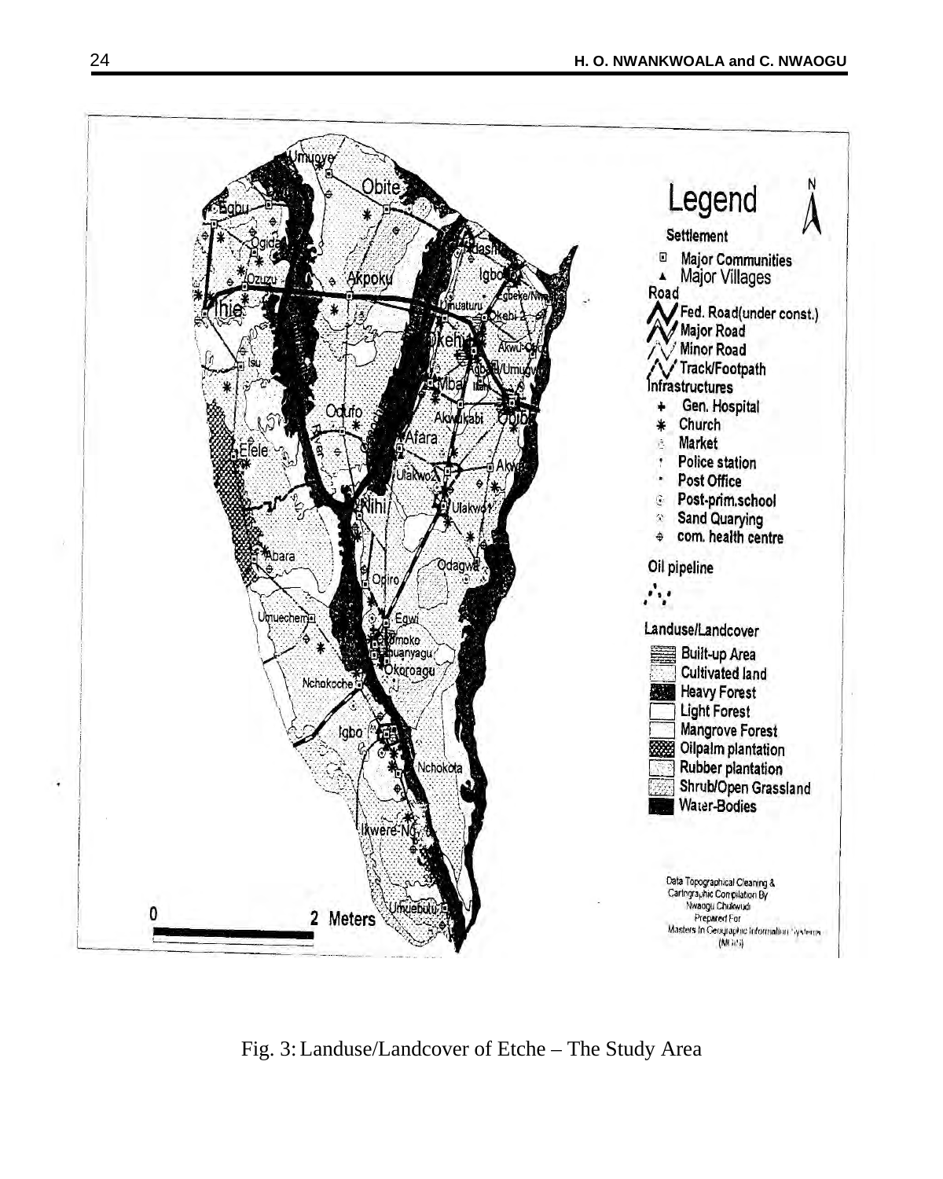Fig. 3: Landuse/Landcover of Etche – The Study Area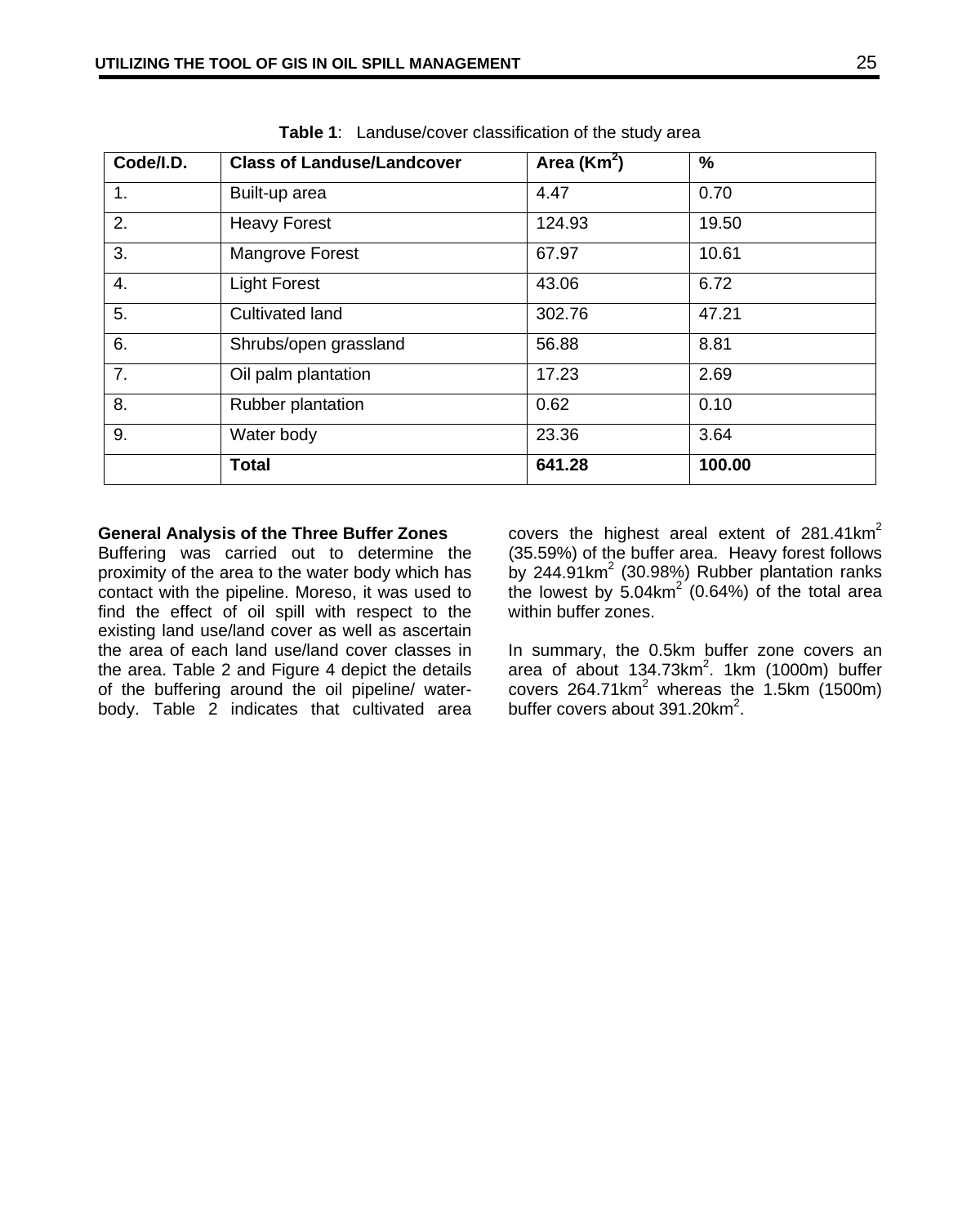**Table 1**: Landuse/cover classification of the study area

| Code/I.D. | Class of Landuse/Landcover | Area ($Km^2$) | % |
|---|---|---|---|
| 1. | Built-up area | 4.47 | 0.70 |
| 2. | Heavy Forest | 124.93 | 19.50 |
| 3. | Mangrove Forest | 67.97 | 10.61 |
| 4. | Light Forest | 43.06 | 6.72 |
| 5. | Cultivated land | 302.76 | 47.21 |
| 6. | Shrubs/open grassland | 56.88 | 8.81 |
| 7. | Oil palm plantation | 17.23 | 2.69 |
| 8. | Rubber plantation | 0.62 | 0.10 |
| 9. | Water body | 23.36 | 3.64 |
| | **Total** | **641.28** | **100.00** |

**General Analysis of the Three Buffer Zones**

Buffering was carried out to determine the proximity of the area to the water body which has contact with the pipeline. Moreso, it was used to find the effect of oil spill with respect to the existing land use/land cover as well as ascertain the area of each land use/land cover classes in the area. Table 2 and Figure 4 depict the details of the buffering around the oil pipeline/ water-body. Table 2 indicates that cultivated area covers the highest areal extent of 281.41km$^2$ (35.59%) of the buffer area. Heavy forest follows by 244.91km$^2$ (30.98%) Rubber plantation ranks the lowest by 5.04km$^2$ (0.64%) of the total area within buffer zones.

In summary, the 0.5km buffer zone covers an area of about 134.73km$^2$. 1km (1000m) buffer covers 264.71km$^2$ whereas the 1.5km (1500m) buffer covers about 391.20km$^2$.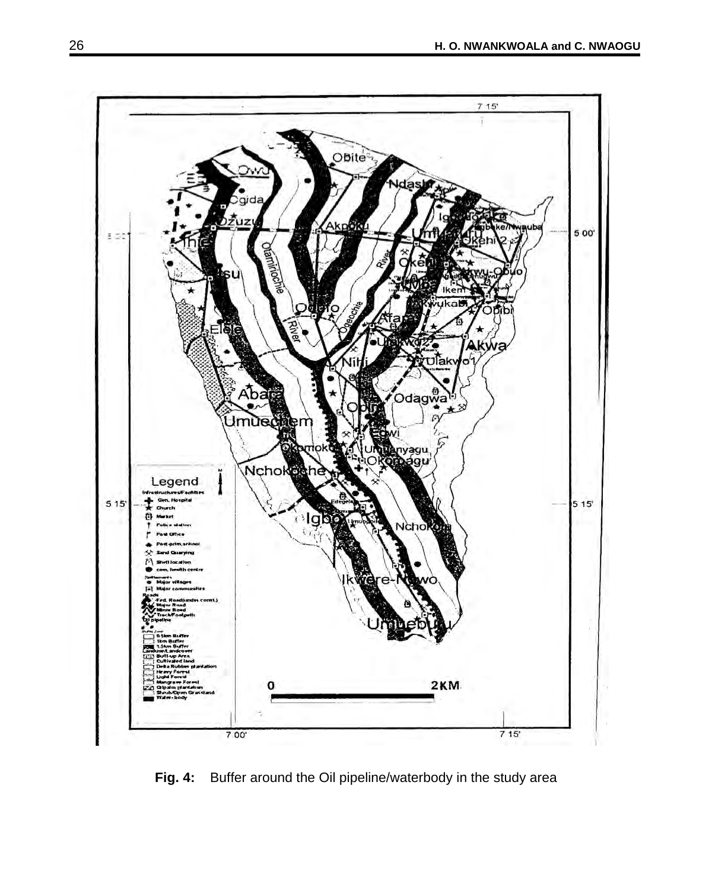**Fig. 4:** Buffer around the Oil pipeline/waterbody in the study area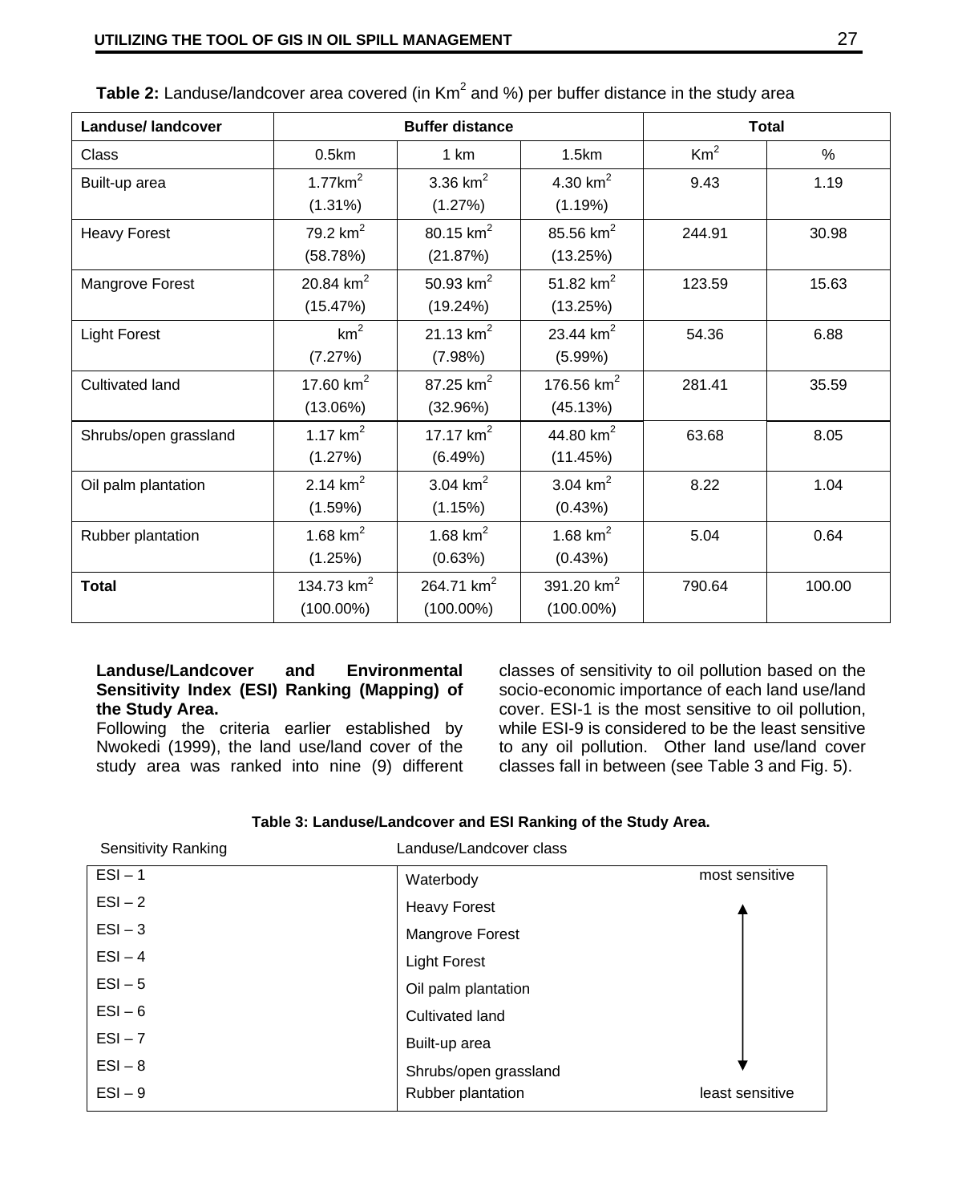**Table 2:** Landuse/landcover area covered (in $Km^2$ and %) per buffer distance in the study area

| Landuse/ landcover | Buffer distance | | | Total | |
|---|---|---|---|---|---|
| Class | 0.5km | 1 km | 1.5km | $Km^2$ | % |
| Built-up area | $1.77km^2$ (1.31%) | $3.36\ km^2$ (1.27%) | $4.30\ km^2$ (1.19%) | 9.43 | 1.19 |
| Heavy Forest | $79.2\ km^2$ (58.78%) | $80.15\ km^2$ (21.87%) | $85.56\ km^2$ (13.25%) | 244.91 | 30.98 |
| Mangrove Forest | $20.84\ km^2$ (15.47%) | $50.93\ km^2$ (19.24%) | $51.82\ km^2$ (13.25%) | 123.59 | 15.63 |
| Light Forest | $km^2$ (7.27%) | $21.13\ km^2$ (7.98%) | $23.44\ km^2$ (5.99%) | 54.36 | 6.88 |
| Cultivated land | $17.60\ km^2$ (13.06%) | $87.25\ km^2$ (32.96%) | $176.56\ km^2$ (45.13%) | 281.41 | 35.59 |
| Shrubs/open grassland | $1.17\ km^2$ (1.27%) | $17.17\ km^2$ (6.49%) | $44.80\ km^2$ (11.45%) | 63.68 | 8.05 |
| Oil palm plantation | $2.14\ km^2$ (1.59%) | $3.04\ km^2$ (1.15%) | $3.04\ km^2$ (0.43%) | 8.22 | 1.04 |
| Rubber plantation | $1.68\ km^2$ (1.25%) | $1.68\ km^2$ (0.63%) | $1.68\ km^2$ (0.43%) | 5.04 | 0.64 |
| **Total** | $134.73\ km^2$ (100.00%) | $264.71\ km^2$ (100.00%) | $391.20\ km^2$ (100.00%) | 790.64 | 100.00 |

**Landuse/Landcover and Environmental Sensitivity Index (ESI) Ranking (Mapping) of the Study Area.**

Following the criteria earlier established by Nwokedi (1999), the land use/land cover of the study area was ranked into nine (9) different classes of sensitivity to oil pollution based on the socio-economic importance of each land use/land cover. ESI-1 is the most sensitive to oil pollution, while ESI-9 is considered to be the least sensitive to any oil pollution. Other land use/land cover classes fall in between (see Table 3 and Fig. 5).

**Table 3: Landuse/Landcover and ESI Ranking of the Study Area.**

| Sensitivity Ranking | Landuse/Landcover class | |
|---|---|---|
| ESI – 1 | Waterbody | most sensitive |
| ESI – 2 | Heavy Forest | ↑ |
| ESI – 3 | Mangrove Forest | |
| ESI – 4 | Light Forest | |
| ESI – 5 | Oil palm plantation | |
| ESI – 6 | Cultivated land | |
| ESI – 7 | Built-up area | |
| ESI – 8 | Shrubs/open grassland | ↓ |
| ESI – 9 | Rubber plantation | least sensitive |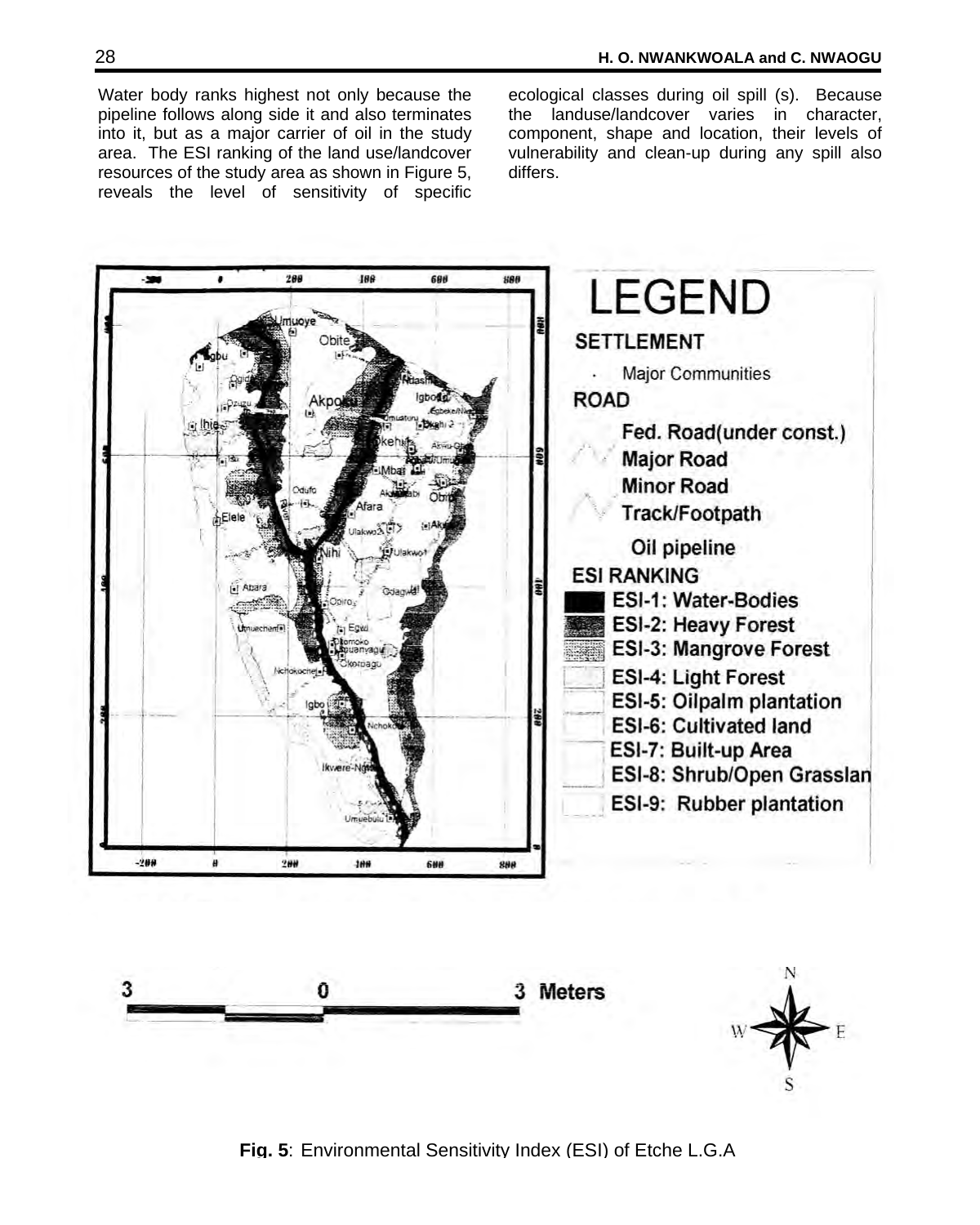Water body ranks highest not only because the pipeline follows along side it and also terminates into it, but as a major carrier of oil in the study area. The ESI ranking of the land use/landcover resources of the study area as shown in Figure 5, reveals the level of sensitivity of specific ecological classes during oil spill (s). Because the landuse/landcover varies in character, component, shape and location, their levels of vulnerability and clean-up during any spill also differs.

**Fig. 5**: Environmental Sensitivity Index (ESI) of Etche L.G.A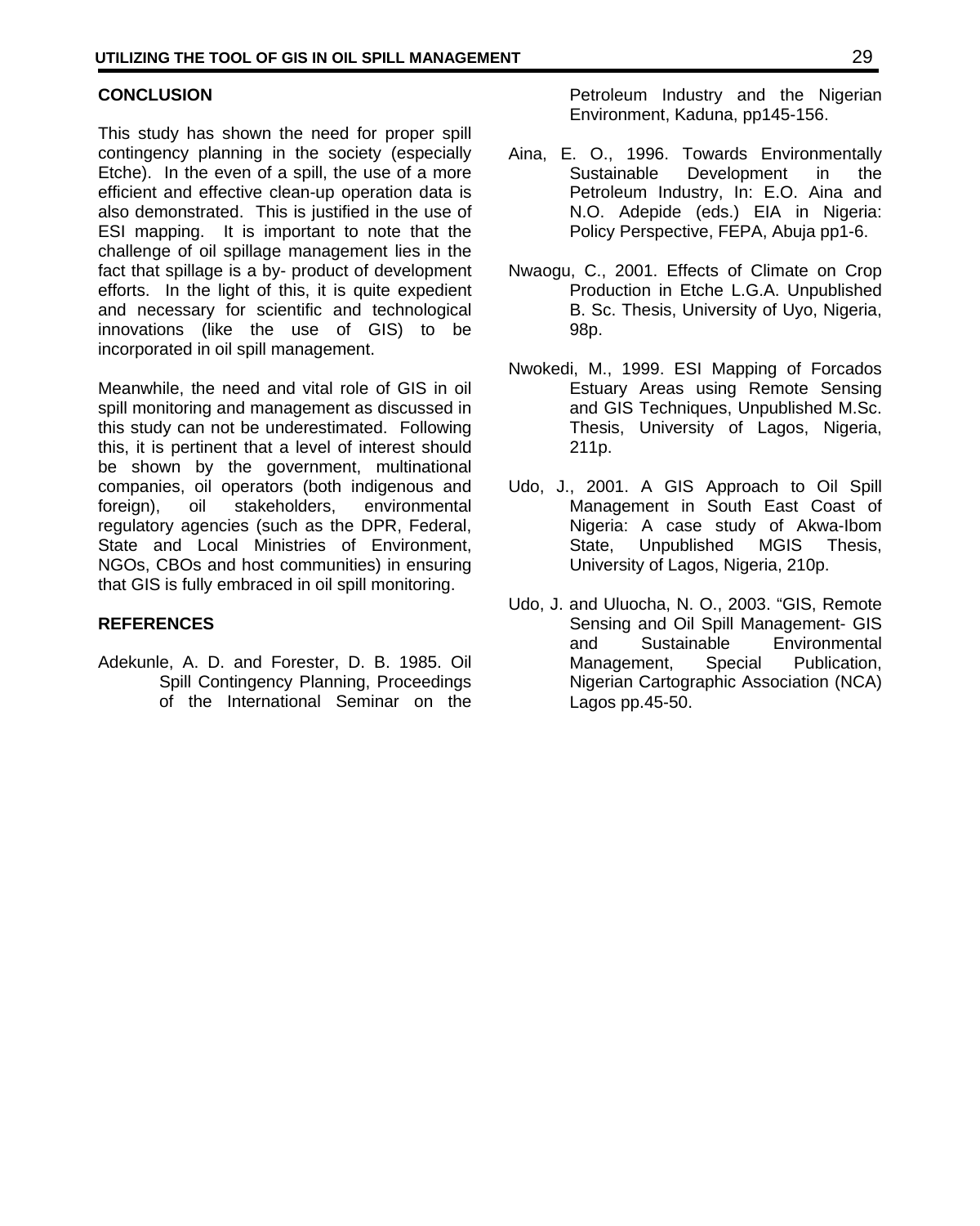## CONCLUSION

This study has shown the need for proper spill contingency planning in the society (especially Etche). In the even of a spill, the use of a more efficient and effective clean-up operation data is also demonstrated. This is justified in the use of ESI mapping. It is important to note that the challenge of oil spillage management lies in the fact that spillage is a by- product of development efforts. In the light of this, it is quite expedient and necessary for scientific and technological innovations (like the use of GIS) to be incorporated in oil spill management.

Meanwhile, the need and vital role of GIS in oil spill monitoring and management as discussed in this study can not be underestimated. Following this, it is pertinent that a level of interest should be shown by the government, multinational companies, oil operators (both indigenous and foreign), oil stakeholders, environmental regulatory agencies (such as the DPR, Federal, State and Local Ministries of Environment, NGOs, CBOs and host communities) in ensuring that GIS is fully embraced in oil spill monitoring.

## REFERENCES

Adekunle, A. D. and Forester, D. B. 1985. Oil Spill Contingency Planning, Proceedings of the International Seminar on the Petroleum Industry and the Nigerian Environment, Kaduna, pp145-156.

Aina, E. O., 1996. Towards Environmentally Sustainable Development in the Petroleum Industry, In: E.O. Aina and N.O. Adepide (eds.) EIA in Nigeria: Policy Perspective, FEPA, Abuja pp1-6.

Nwaogu, C., 2001. Effects of Climate on Crop Production in Etche L.G.A. Unpublished B. Sc. Thesis, University of Uyo, Nigeria, 98p.

Nwokedi, M., 1999. ESI Mapping of Forcados Estuary Areas using Remote Sensing and GIS Techniques, Unpublished M.Sc. Thesis, University of Lagos, Nigeria, 211p.

Udo, J., 2001. A GIS Approach to Oil Spill Management in South East Coast of Nigeria: A case study of Akwa-Ibom State, Unpublished MGIS Thesis, University of Lagos, Nigeria, 210p.

Udo, J. and Uluocha, N. O., 2003. "GIS, Remote Sensing and Oil Spill Management- GIS and Sustainable Environmental Management, Special Publication, Nigerian Cartographic Association (NCA) Lagos pp.45-50.